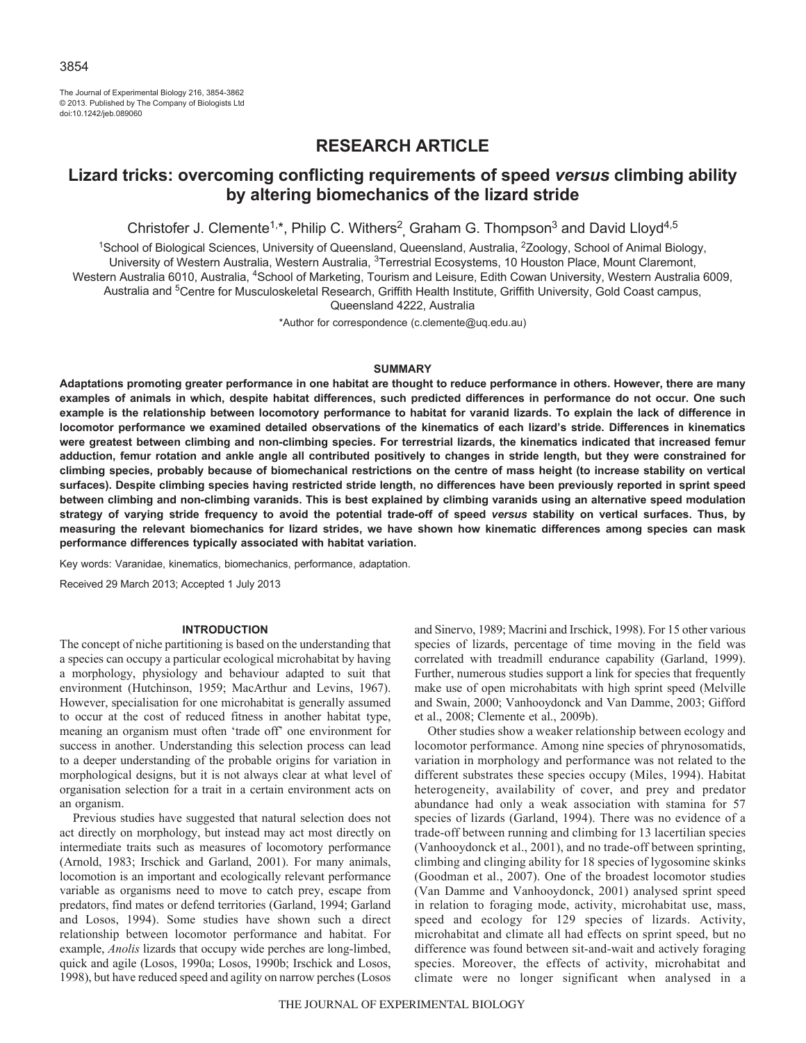RESEARCH ARTICLE

# Lizard tricks: overcoming conflicting requirements of speed *versus* climbing ability by altering biomechanics of the lizard stride

Christofer J. Clemente[1,*], Philip C. Withers[2], Graham G. Thompson[3] and David Lloyd[4,5]

[1]School of Biological Sciences, University of Queensland, Queensland, Australia, [2]Zoology, School of Animal Biology, University of Western Australia, Western Australia, [3]Terrestrial Ecosystems, 10 Houston Place, Mount Claremont, Western Australia 6010, Australia, [4]School of Marketing, Tourism and Leisure, Edith Cowan University, Western Australia 6009, Australia and [5]Centre for Musculoskeletal Research, Griffith Health Institute, Griffith University, Gold Coast campus, Queensland 4222, Australia

*Author for correspondence (c.clemente@uq.edu.au)

## SUMMARY

**Adaptations promoting greater performance in one habitat are thought to reduce performance in others. However, there are many examples of animals in which, despite habitat differences, such predicted differences in performance do not occur. One such example is the relationship between locomotory performance to habitat for varanid lizards. To explain the lack of difference in locomotor performance we examined detailed observations of the kinematics of each lizard's stride. Differences in kinematics were greatest between climbing and non-climbing species. For terrestrial lizards, the kinematics indicated that increased femur adduction, femur rotation and ankle angle all contributed positively to changes in stride length, but they were constrained for climbing species, probably because of biomechanical restrictions on the centre of mass height (to increase stability on vertical surfaces). Despite climbing species having restricted stride length, no differences have been previously reported in sprint speed between climbing and non-climbing varanids. This is best explained by climbing varanids using an alternative speed modulation strategy of varying stride frequency to avoid the potential trade-off of speed *versus* stability on vertical surfaces. Thus, by measuring the relevant biomechanics for lizard strides, we have shown how kinematic differences among species can mask performance differences typically associated with habitat variation.**

Key words: Varanidae, kinematics, biomechanics, performance, adaptation.

Received 29 March 2013; Accepted 1 July 2013

## INTRODUCTION

The concept of niche partitioning is based on the understanding that a species can occupy a particular ecological microhabitat by having a morphology, physiology and behaviour adapted to suit that environment (Hutchinson, 1959; MacArthur and Levins, 1967). However, specialisation for one microhabitat is generally assumed to occur at the cost of reduced fitness in another habitat type, meaning an organism must often 'trade off' one environment for success in another. Understanding this selection process can lead to a deeper understanding of the probable origins for variation in morphological designs, but it is not always clear at what level of organisation selection for a trait in a certain environment acts on an organism.

Previous studies have suggested that natural selection does not act directly on morphology, but instead may act most directly on intermediate traits such as measures of locomotory performance (Arnold, 1983; Irschick and Garland, 2001). For many animals, locomotion is an important and ecologically relevant performance variable as organisms need to move to catch prey, escape from predators, find mates or defend territories (Garland, 1994; Garland and Losos, 1994). Some studies have shown such a direct relationship between locomotor performance and habitat. For example, *Anolis* lizards that occupy wide perches are long-limbed, quick and agile (Losos, 1990a; Losos, 1990b; Irschick and Losos, 1998), but have reduced speed and agility on narrow perches (Losos and Sinervo, 1989; Macrini and Irschick, 1998). For 15 other various species of lizards, percentage of time moving in the field was correlated with treadmill endurance capability (Garland, 1999). Further, numerous studies support a link for species that frequently make use of open microhabitats with high sprint speed (Melville and Swain, 2000; Vanhooydonck and Van Damme, 2003; Gifford et al., 2008; Clemente et al., 2009b).

Other studies show a weaker relationship between ecology and locomotor performance. Among nine species of phrynosomatids, variation in morphology and performance was not related to the different substrates these species occupy (Miles, 1994). Habitat heterogeneity, availability of cover, and prey and predator abundance had only a weak association with stamina for 57 species of lizards (Garland, 1994). There was no evidence of a trade-off between running and climbing for 13 lacertilian species (Vanhooydonck et al., 2001), and no trade-off between sprinting, climbing and clinging ability for 18 species of lygosomine skinks (Goodman et al., 2007). One of the broadest locomotor studies (Van Damme and Vanhooydonck, 2001) analysed sprint speed in relation to foraging mode, activity, microhabitat use, mass, speed and ecology for 129 species of lizards. Activity, microhabitat and climate all had effects on sprint speed, but no difference was found between sit-and-wait and actively foraging species. Moreover, the effects of activity, microhabitat and climate were no longer significant when analysed in a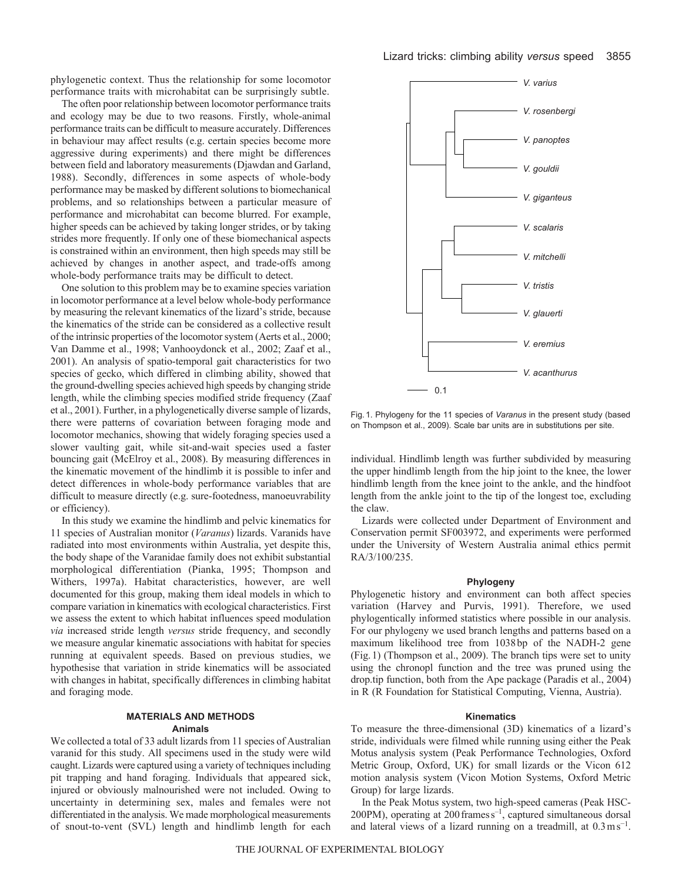phylogenetic context. Thus the relationship for some locomotor performance traits with microhabitat can be surprisingly subtle.

The often poor relationship between locomotor performance traits and ecology may be due to two reasons. Firstly, whole-animal performance traits can be difficult to measure accurately. Differences in behaviour may affect results (e.g. certain species become more aggressive during experiments) and there might be differences between field and laboratory measurements (Djawdan and Garland, 1988). Secondly, differences in some aspects of whole-body performance may be masked by different solutions to biomechanical problems, and so relationships between a particular measure of performance and microhabitat can become blurred. For example, higher speeds can be achieved by taking longer strides, or by taking strides more frequently. If only one of these biomechanical aspects is constrained within an environment, then high speeds may still be achieved by changes in another aspect, and trade-offs among whole-body performance traits may be difficult to detect.

One solution to this problem may be to examine species variation in locomotor performance at a level below whole-body performance by measuring the relevant kinematics of the lizard's stride, because the kinematics of the stride can be considered as a collective result of the intrinsic properties of the locomotor system (Aerts et al., 2000; Van Damme et al., 1998; Vanhooydonck et al., 2002; Zaaf et al., 2001). An analysis of spatio-temporal gait characteristics for two species of gecko, which differed in climbing ability, showed that the ground-dwelling species achieved high speeds by changing stride length, while the climbing species modified stride frequency (Zaaf et al., 2001). Further, in a phylogenetically diverse sample of lizards, there were patterns of covariation between foraging mode and locomotor mechanics, showing that widely foraging species used a slower vaulting gait, while sit-and-wait species used a faster bouncing gait (McElroy et al., 2008). By measuring differences in the kinematic movement of the hindlimb it is possible to infer and detect differences in whole-body performance variables that are difficult to measure directly (e.g. sure-footedness, manoeuvrability or efficiency).

In this study we examine the hindlimb and pelvic kinematics for 11 species of Australian monitor (*Varanus*) lizards. Varanids have radiated into most environments within Australia, yet despite this, the body shape of the Varanidae family does not exhibit substantial morphological differentiation (Pianka, 1995; Thompson and Withers, 1997a). Habitat characteristics, however, are well documented for this group, making them ideal models in which to compare variation in kinematics with ecological characteristics. First we assess the extent to which habitat influences speed modulation *via* increased stride length *versus* stride frequency, and secondly we measure angular kinematic associations with habitat for species running at equivalent speeds. Based on previous studies, we hypothesise that variation in stride kinematics will be associated with changes in habitat, specifically differences in climbing habitat and foraging mode.

## MATERIALS AND METHODS

### Animals

We collected a total of 33 adult lizards from 11 species of Australian varanid for this study. All specimens used in the study were wild caught. Lizards were captured using a variety of techniques including pit trapping and hand foraging. Individuals that appeared sick, injured or obviously malnourished were not included. Owing to uncertainty in determining sex, males and females were not differentiated in the analysis. We made morphological measurements of snout-to-vent (SVL) length and hindlimb length for each individual. Hindlimb length was further subdivided by measuring the upper hindlimb length from the hip joint to the knee, the lower hindlimb length from the knee joint to the ankle, and the hindfoot length from the ankle joint to the tip of the longest toe, excluding the claw.

Lizards were collected under Department of Environment and Conservation permit SF003972, and experiments were performed under the University of Western Australia animal ethics permit RA/3/100/235.

Fig. 1. Phylogeny for the 11 species of *Varanus* in the present study (based on Thompson et al., 2009). Scale bar units are in substitutions per site.

### Phylogeny

Phylogenetic history and environment can both affect species variation (Harvey and Purvis, 1991). Therefore, we used phylogentically informed statistics where possible in our analysis. For our phylogeny we used branch lengths and patterns based on a maximum likelihood tree from 1038 bp of the NADH-2 gene (Fig. 1) (Thompson et al., 2009). The branch tips were set to unity using the chronopl function and the tree was pruned using the drop.tip function, both from the Ape package (Paradis et al., 2004) in R (R Foundation for Statistical Computing, Vienna, Austria).

### Kinematics

To measure the three-dimensional (3D) kinematics of a lizard's stride, individuals were filmed while running using either the Peak Motus analysis system (Peak Performance Technologies, Oxford Metric Group, Oxford, UK) for small lizards or the Vicon 612 motion analysis system (Vicon Motion Systems, Oxford Metric Group) for large lizards.

In the Peak Motus system, two high-speed cameras (Peak HSC-200PM), operating at 200 frames $s^{-1}$, captured simultaneous dorsal and lateral views of a lizard running on a treadmill, at 0.3 m $s^{-1}$.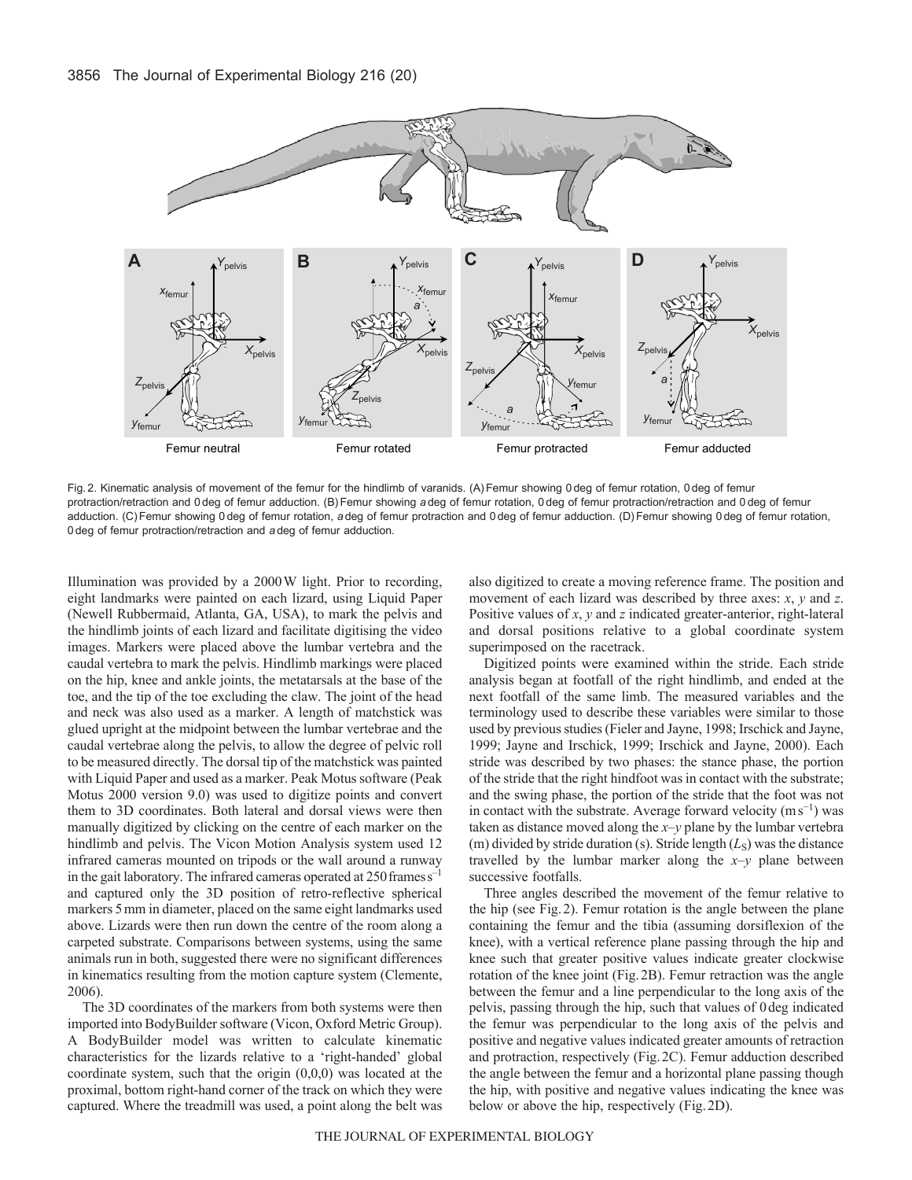Fig. 2. Kinematic analysis of movement of the femur for the hindlimb of varanids. (A) Femur showing 0 deg of femur rotation, 0 deg of femur protraction/retraction and 0 deg of femur adduction. (B) Femur showing *a* deg of femur rotation, 0 deg of femur protraction/retraction and 0 deg of femur adduction. (C) Femur showing 0 deg of femur rotation, *a* deg of femur protraction and 0 deg of femur adduction. (D) Femur showing 0 deg of femur rotation, 0 deg of femur protraction/retraction and *a* deg of femur adduction.

Illumination was provided by a 2000 W light. Prior to recording, eight landmarks were painted on each lizard, using Liquid Paper (Newell Rubbermaid, Atlanta, GA, USA), to mark the pelvis and the hindlimb joints of each lizard and facilitate digitising the video images. Markers were placed above the lumbar vertebra and the caudal vertebra to mark the pelvis. Hindlimb markings were placed on the hip, knee and ankle joints, the metatarsals at the base of the toe, and the tip of the toe excluding the claw. The joint of the head and neck was also used as a marker. A length of matchstick was glued upright at the midpoint between the lumbar vertebrae and the caudal vertebrae along the pelvis, to allow the degree of pelvic roll to be measured directly. The dorsal tip of the matchstick was painted with Liquid Paper and used as a marker. Peak Motus software (Peak Motus 2000 version 9.0) was used to digitize points and convert them to 3D coordinates. Both lateral and dorsal views were then manually digitized by clicking on the centre of each marker on the hindlimb and pelvis. The Vicon Motion Analysis system used 12 infrared cameras mounted on tripods or the wall around a runway in the gait laboratory. The infrared cameras operated at 250 frames $s^{-1}$ and captured only the 3D position of retro-reflective spherical markers 5 mm in diameter, placed on the same eight landmarks used above. Lizards were then run down the centre of the room along a carpeted substrate. Comparisons between systems, using the same animals run in both, suggested there were no significant differences in kinematics resulting from the motion capture system (Clemente, 2006).

The 3D coordinates of the markers from both systems were then imported into BodyBuilder software (Vicon, Oxford Metric Group). A BodyBuilder model was written to calculate kinematic characteristics for the lizards relative to a 'right-handed' global coordinate system, such that the origin (0,0,0) was located at the proximal, bottom right-hand corner of the track on which they were captured. Where the treadmill was used, a point along the belt was also digitized to create a moving reference frame. The position and movement of each lizard was described by three axes: *x*, *y* and *z*. Positive values of *x*, *y* and *z* indicated greater-anterior, right-lateral and dorsal positions relative to a global coordinate system superimposed on the racetrack.

Digitized points were examined within the stride. Each stride analysis began at footfall of the right hindlimb, and ended at the next footfall of the same limb. The measured variables and the terminology used to describe these variables were similar to those used by previous studies (Fieler and Jayne, 1998; Irschick and Jayne, 1999; Jayne and Irschick, 1999; Irschick and Jayne, 2000). Each stride was described by two phases: the stance phase, the portion of the stride that the right hindfoot was in contact with the substrate; and the swing phase, the portion of the stride that the foot was not in contact with the substrate. Average forward velocity ($m\,s^{-1}$) was taken as distance moved along the *x*–*y* plane by the lumbar vertebra (m) divided by stride duration (s). Stride length ($L_S$) was the distance travelled by the lumbar marker along the *x*–*y* plane between successive footfalls.

Three angles described the movement of the femur relative to the hip (see Fig. 2). Femur rotation is the angle between the plane containing the femur and the tibia (assuming dorsiflexion of the knee), with a vertical reference plane passing through the hip and knee such that greater positive values indicate greater clockwise rotation of the knee joint (Fig. 2B). Femur retraction was the angle between the femur and a line perpendicular to the long axis of the pelvis, passing through the hip, such that values of 0 deg indicated the femur was perpendicular to the long axis of the pelvis and positive and negative values indicated greater amounts of retraction and protraction, respectively (Fig. 2C). Femur adduction described the angle between the femur and a horizontal plane passing though the hip, with positive and negative values indicating the knee was below or above the hip, respectively (Fig. 2D).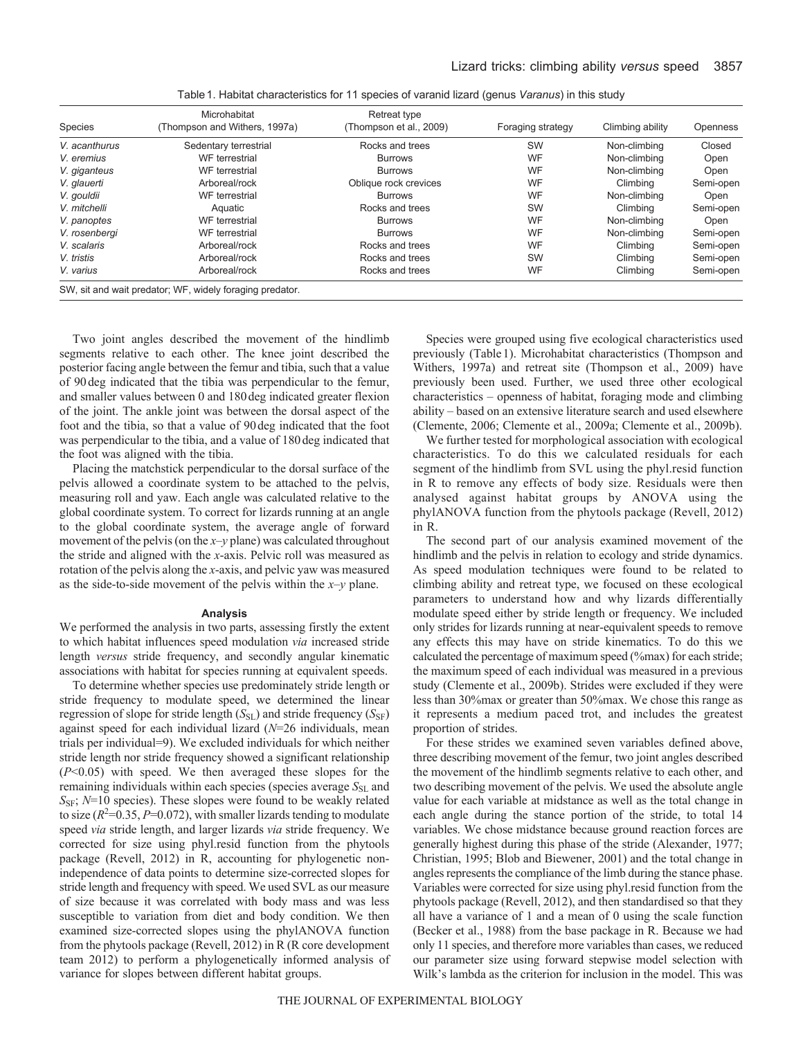Table 1. Habitat characteristics for 11 species of varanid lizard (genus *Varanus*) in this study

| Species | Microhabitat (Thompson and Withers, 1997a) | Retreat type (Thompson et al., 2009) | Foraging strategy | Climbing ability | Openness |
|---|---|---|---|---|---|
| *V. acanthurus* | Sedentary terrestrial | Rocks and trees | SW | Non-climbing | Closed |
| *V. eremius* | WF terrestrial | Burrows | WF | Non-climbing | Open |
| *V. giganteus* | WF terrestrial | Burrows | WF | Non-climbing | Open |
| *V. glauerti* | Arboreal/rock | Oblique rock crevices | WF | Climbing | Semi-open |
| *V. gouldii* | WF terrestrial | Burrows | WF | Non-climbing | Open |
| *V. mitchelli* | Aquatic | Rocks and trees | SW | Climbing | Semi-open |
| *V. panoptes* | WF terrestrial | Burrows | WF | Non-climbing | Open |
| *V. rosenbergi* | WF terrestrial | Burrows | WF | Non-climbing | Semi-open |
| *V. scalaris* | Arboreal/rock | Rocks and trees | WF | Climbing | Semi-open |
| *V. tristis* | Arboreal/rock | Rocks and trees | SW | Climbing | Semi-open |
| *V. varius* | Arboreal/rock | Rocks and trees | WF | Climbing | Semi-open |

SW, sit and wait predator; WF, widely foraging predator.

Two joint angles described the movement of the hindlimb segments relative to each other. The knee joint described the posterior facing angle between the femur and tibia, such that a value of 90 deg indicated that the tibia was perpendicular to the femur, and smaller values between 0 and 180 deg indicated greater flexion of the joint. The ankle joint was between the dorsal aspect of the foot and the tibia, so that a value of 90 deg indicated that the foot was perpendicular to the tibia, and a value of 180 deg indicated that the foot was aligned with the tibia.

Placing the matchstick perpendicular to the dorsal surface of the pelvis allowed a coordinate system to be attached to the pelvis, measuring roll and yaw. Each angle was calculated relative to the global coordinate system. To correct for lizards running at an angle to the global coordinate system, the average angle of forward movement of the pelvis (on the $x$–$y$ plane) was calculated throughout the stride and aligned with the $x$-axis. Pelvic roll was measured as rotation of the pelvis along the $x$-axis, and pelvic yaw was measured as the side-to-side movement of the pelvis within the $x$–$y$ plane.

### Analysis

We performed the analysis in two parts, assessing firstly the extent to which habitat influences speed modulation *via* increased stride length *versus* stride frequency, and secondly angular kinematic associations with habitat for species running at equivalent speeds.

To determine whether species use predominately stride length or stride frequency to modulate speed, we determined the linear regression of slope for stride length ($S_{SL}$) and stride frequency ($S_{SF}$) against speed for each individual lizard ($N$=26 individuals, mean trials per individual=9). We excluded individuals for which neither stride length nor stride frequency showed a significant relationship ($P$<0.05) with speed. We then averaged these slopes for the remaining individuals within each species (species average $S_{SL}$ and $S_{SF}$; $N$=10 species). These slopes were found to be weakly related to size ($R^2$=0.35, $P$=0.072), with smaller lizards tending to modulate speed *via* stride length, and larger lizards *via* stride frequency. We corrected for size using phyl.resid function from the phytools package (Revell, 2012) in R, accounting for phylogenetic non-independence of data points to determine size-corrected slopes for stride length and frequency with speed. We used SVL as our measure of size because it was correlated with body mass and was less susceptible to variation from diet and body condition. We then examined size-corrected slopes using the phylANOVA function from the phytools package (Revell, 2012) in R (R core development team 2012) to perform a phylogenetically informed analysis of variance for slopes between different habitat groups.

Species were grouped using five ecological characteristics used previously (Table 1). Microhabitat characteristics (Thompson and Withers, 1997a) and retreat site (Thompson et al., 2009) have previously been used. Further, we used three other ecological characteristics – openness of habitat, foraging mode and climbing ability – based on an extensive literature search and used elsewhere (Clemente, 2006; Clemente et al., 2009a; Clemente et al., 2009b).

We further tested for morphological association with ecological characteristics. To do this we calculated residuals for each segment of the hindlimb from SVL using the phyl.resid function in R to remove any effects of body size. Residuals were then analysed against habitat groups by ANOVA using the phylANOVA function from the phytools package (Revell, 2012) in R.

The second part of our analysis examined movement of the hindlimb and the pelvis in relation to ecology and stride dynamics. As speed modulation techniques were found to be related to climbing ability and retreat type, we focused on these ecological parameters to understand how and why lizards differentially modulate speed either by stride length or frequency. We included only strides for lizards running at near-equivalent speeds to remove any effects this may have on stride kinematics. To do this we calculated the percentage of maximum speed (%max) for each stride; the maximum speed of each individual was measured in a previous study (Clemente et al., 2009b). Strides were excluded if they were less than 30%max or greater than 50%max. We chose this range as it represents a medium paced trot, and includes the greatest proportion of strides.

For these strides we examined seven variables defined above, three describing movement of the femur, two joint angles described the movement of the hindlimb segments relative to each other, and two describing movement of the pelvis. We used the absolute angle value for each variable at midstance as well as the total change in each angle during the stance portion of the stride, to total 14 variables. We chose midstance because ground reaction forces are generally highest during this phase of the stride (Alexander, 1977; Christian, 1995; Blob and Biewener, 2001) and the total change in angles represents the compliance of the limb during the stance phase. Variables were corrected for size using phyl.resid function from the phytools package (Revell, 2012), and then standardised so that they all have a variance of 1 and a mean of 0 using the scale function (Becker et al., 1988) from the base package in R. Because we had only 11 species, and therefore more variables than cases, we reduced our parameter size using forward stepwise model selection with Wilk's lambda as the criterion for inclusion in the model. This was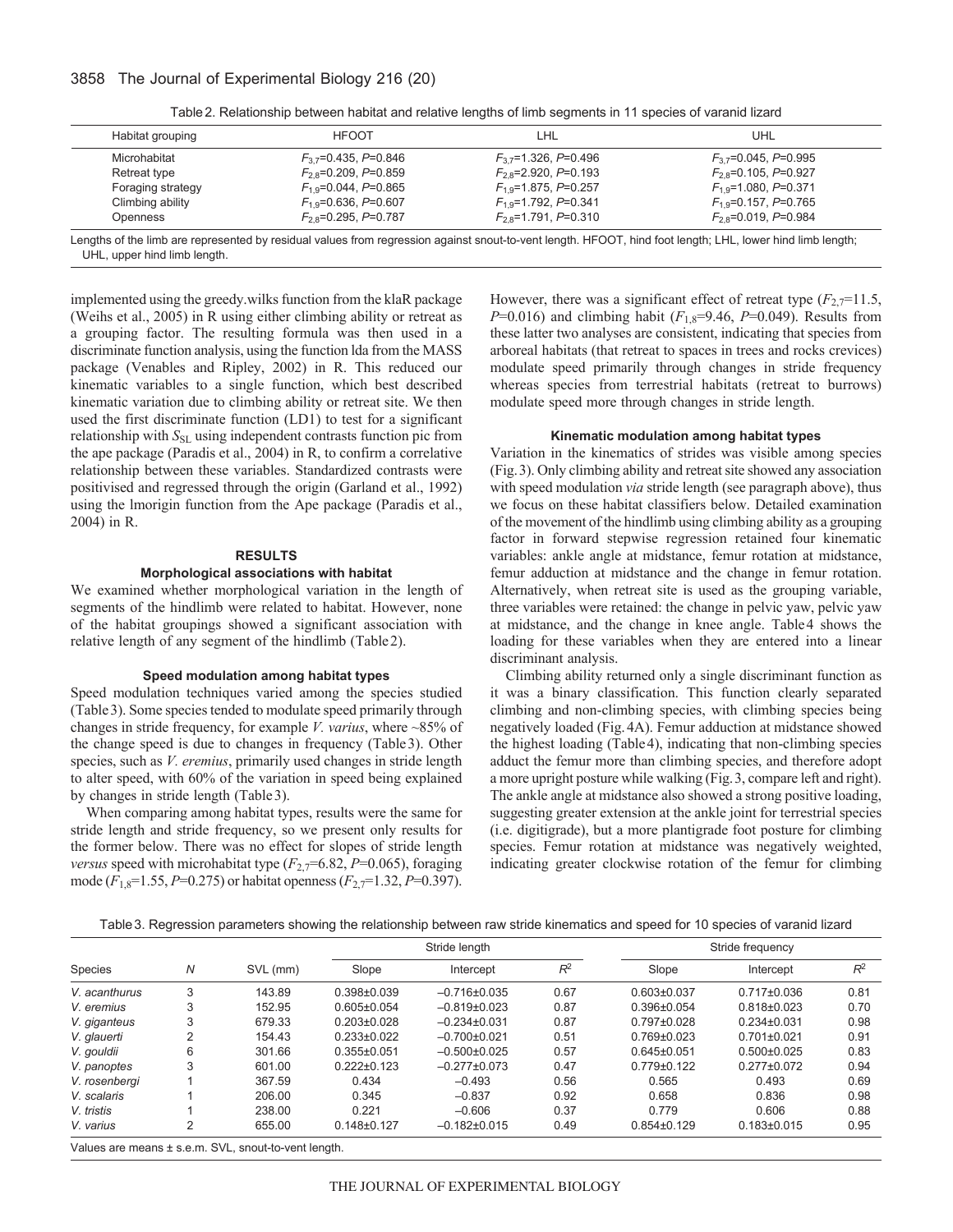Table 2. Relationship between habitat and relative lengths of limb segments in 11 species of varanid lizard

| Habitat grouping | HFOOT | LHL | UHL |
|---|---|---|---|
| Microhabitat | $F_{3,7}$=0.435, $P$=0.846 | $F_{3,7}$=1.326, $P$=0.496 | $F_{3,7}$=0.045, $P$=0.995 |
| Retreat type | $F_{2,8}$=0.209, $P$=0.859 | $F_{2,8}$=2.920, $P$=0.193 | $F_{2,8}$=0.105, $P$=0.927 |
| Foraging strategy | $F_{1,9}$=0.044, $P$=0.865 | $F_{1,9}$=1.875, $P$=0.257 | $F_{1,9}$=1.080, $P$=0.371 |
| Climbing ability | $F_{1,9}$=0.636, $P$=0.607 | $F_{1,9}$=1.792, $P$=0.341 | $F_{1,9}$=0.157, $P$=0.765 |
| Openness | $F_{2,8}$=0.295, $P$=0.787 | $F_{2,8}$=1.791, $P$=0.310 | $F_{2,8}$=0.019, $P$=0.984 |

Lengths of the limb are represented by residual values from regression against snout-to-vent length. HFOOT, hind foot length; LHL, lower hind limb length; UHL, upper hind limb length.

implemented using the greedy.wilks function from the klaR package (Weihs et al., 2005) in R using either climbing ability or retreat as a grouping factor. The resulting formula was then used in a discriminate function analysis, using the function lda from the MASS package (Venables and Ripley, 2002) in R. This reduced our kinematic variables to a single function, which best described kinematic variation due to climbing ability or retreat site. We then used the first discriminate function (LD1) to test for a significant relationship with $S_{SL}$ using independent contrasts function pic from the ape package (Paradis et al., 2004) in R, to confirm a correlative relationship between these variables. Standardized contrasts were positivised and regressed through the origin (Garland et al., 1992) using the lmorigin function from the Ape package (Paradis et al., 2004) in R.

## RESULTS

### Morphological associations with habitat

We examined whether morphological variation in the length of segments of the hindlimb were related to habitat. However, none of the habitat groupings showed a significant association with relative length of any segment of the hindlimb (Table 2).

### Speed modulation among habitat types

Speed modulation techniques varied among the species studied (Table 3). Some species tended to modulate speed primarily through changes in stride frequency, for example *V. varius*, where ~85% of the change speed is due to changes in frequency (Table 3). Other species, such as *V. eremius*, primarily used changes in stride length to alter speed, with 60% of the variation in speed being explained by changes in stride length (Table 3).

When comparing among habitat types, results were the same for stride length and stride frequency, so we present only results for the former below. There was no effect for slopes of stride length *versus* speed with microhabitat type ($F_{2,7}$=6.82, $P$=0.065), foraging mode ($F_{1,8}$=1.55, $P$=0.275) or habitat openness ($F_{2,7}$=1.32, $P$=0.397). However, there was a significant effect of retreat type ($F_{2,7}$=11.5, $P$=0.016) and climbing habit ($F_{1,8}$=9.46, $P$=0.049). Results from these latter two analyses are consistent, indicating that species from arboreal habitats (that retreat to spaces in trees and rocks crevices) modulate speed primarily through changes in stride frequency whereas species from terrestrial habitats (retreat to burrows) modulate speed more through changes in stride length.

### Kinematic modulation among habitat types

Variation in the kinematics of strides was visible among species (Fig. 3). Only climbing ability and retreat site showed any association with speed modulation *via* stride length (see paragraph above), thus we focus on these habitat classifiers below. Detailed examination of the movement of the hindlimb using climbing ability as a grouping factor in forward stepwise regression retained four kinematic variables: ankle angle at midstance, femur rotation at midstance, femur adduction at midstance and the change in femur rotation. Alternatively, when retreat site is used as the grouping variable, three variables were retained: the change in pelvic yaw, pelvic yaw at midstance, and the change in knee angle. Table 4 shows the loading for these variables when they are entered into a linear discriminant analysis.

Climbing ability returned only a single discriminant function as it was a binary classification. This function clearly separated climbing and non-climbing species, with climbing species being negatively loaded (Fig. 4A). Femur adduction at midstance showed the highest loading (Table 4), indicating that non-climbing species adduct the femur more than climbing species, and therefore adopt a more upright posture while walking (Fig. 3, compare left and right). The ankle angle at midstance also showed a strong positive loading, suggesting greater extension at the ankle joint for terrestrial species (i.e. digitigrade), but a more plantigrade foot posture for climbing species. Femur rotation at midstance was negatively weighted, indicating greater clockwise rotation of the femur for climbing

Table 3. Regression parameters showing the relationship between raw stride kinematics and speed for 10 species of varanid lizard

| Species | $N$ | SVL (mm) | Stride length | | | Stride frequency | | |
|---|---|---|---|---|---|---|---|---|
| | | | Slope | Intercept | $R^2$ | Slope | Intercept | $R^2$ |
| *V. acanthurus* | 3 | 143.89 | 0.398±0.039 | −0.716±0.035 | 0.67 | 0.603±0.037 | 0.717±0.036 | 0.81 |
| *V. eremius* | 3 | 152.95 | 0.605±0.054 | −0.819±0.023 | 0.87 | 0.396±0.054 | 0.818±0.023 | 0.70 |
| *V. giganteus* | 3 | 679.33 | 0.203±0.028 | −0.234±0.031 | 0.87 | 0.797±0.028 | 0.234±0.031 | 0.98 |
| *V. glauerti* | 2 | 154.43 | 0.233±0.022 | −0.700±0.021 | 0.51 | 0.769±0.023 | 0.701±0.021 | 0.91 |
| *V. gouldii* | 6 | 301.66 | 0.355±0.051 | −0.500±0.025 | 0.57 | 0.645±0.051 | 0.500±0.025 | 0.83 |
| *V. panoptes* | 3 | 601.00 | 0.222±0.123 | −0.277±0.073 | 0.47 | 0.779±0.122 | 0.277±0.072 | 0.94 |
| *V. rosenbergi* | 1 | 367.59 | 0.434 | −0.493 | 0.56 | 0.565 | 0.493 | 0.69 |
| *V. scalaris* | 1 | 206.00 | 0.345 | −0.837 | 0.92 | 0.658 | 0.836 | 0.98 |
| *V. tristis* | 1 | 238.00 | 0.221 | −0.606 | 0.37 | 0.779 | 0.606 | 0.88 |
| *V. varius* | 2 | 655.00 | 0.148±0.127 | −0.182±0.015 | 0.49 | 0.854±0.129 | 0.183±0.015 | 0.95 |

Values are means ± s.e.m. SVL, snout-to-vent length.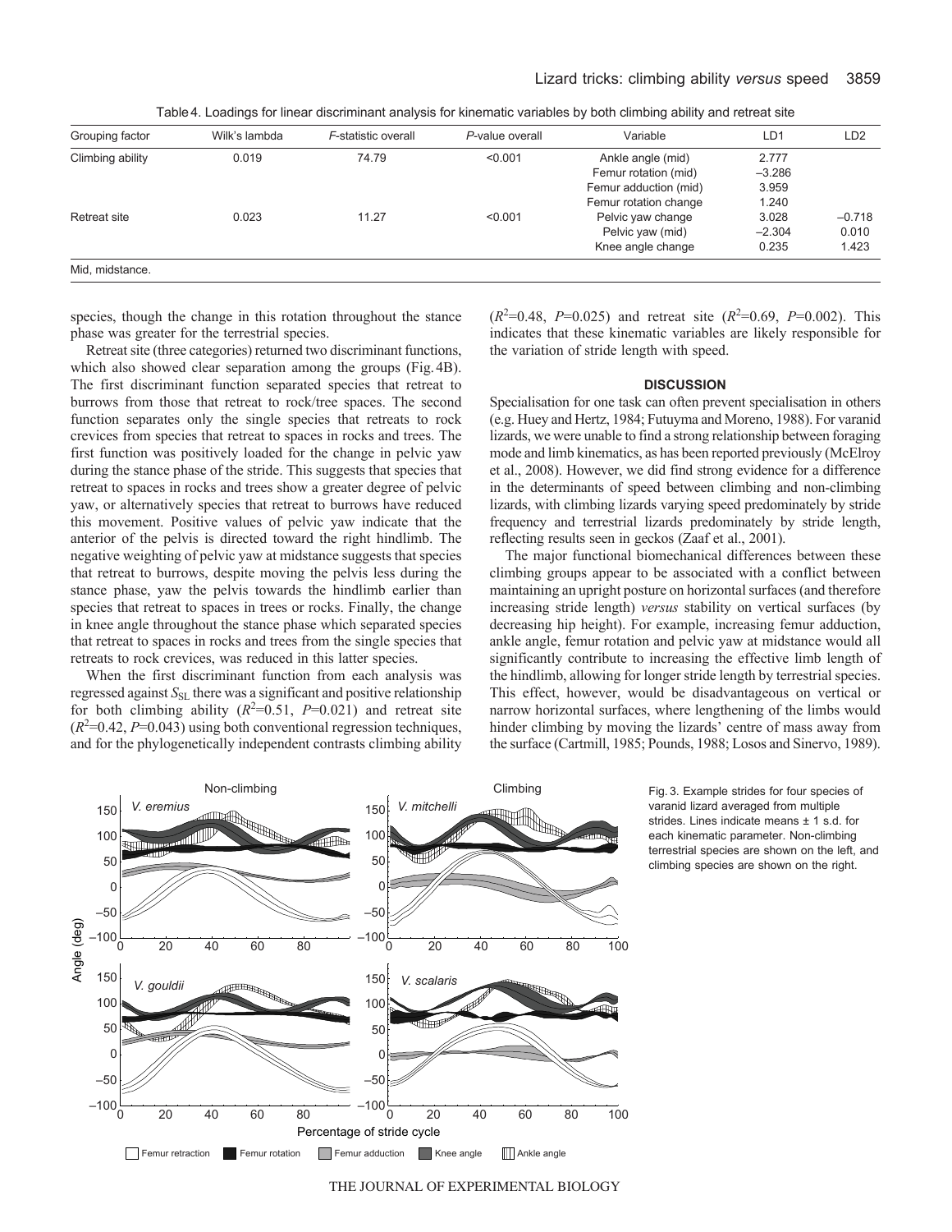Table 4. Loadings for linear discriminant analysis for kinematic variables by both climbing ability and retreat site

| Grouping factor | Wilk's lambda | *F*-statistic overall | *P*-value overall | Variable | LD1 | LD2 |
|---|---|---|---|---|---|---|
| Climbing ability | 0.019 | 74.79 | <0.001 | Ankle angle (mid) | 2.777 | |
| | | | | Femur rotation (mid) | –3.286 | |
| | | | | Femur adduction (mid) | 3.959 | |
| | | | | Femur rotation change | 1.240 | |
| Retreat site | 0.023 | 11.27 | <0.001 | Pelvic yaw change | 3.028 | –0.718 |
| | | | | Pelvic yaw (mid) | –2.304 | 0.010 |
| | | | | Knee angle change | 0.235 | 1.423 |

Mid, midstance.

species, though the change in this rotation throughout the stance phase was greater for the terrestrial species.

Retreat site (three categories) returned two discriminant functions, which also showed clear separation among the groups (Fig. 4B). The first discriminant function separated species that retreat to burrows from those that retreat to rock/tree spaces. The second function separates only the single species that retreats to rock crevices from species that retreat to spaces in rocks and trees. The first function was positively loaded for the change in pelvic yaw during the stance phase of the stride. This suggests that species that retreat to spaces in rocks and trees show a greater degree of pelvic yaw, or alternatively species that retreat to burrows have reduced this movement. Positive values of pelvic yaw indicate that the anterior of the pelvis is directed toward the right hindlimb. The negative weighting of pelvic yaw at midstance suggests that species that retreat to burrows, despite moving the pelvis less during the stance phase, yaw the pelvis towards the hindlimb earlier than species that retreat to spaces in trees or rocks. Finally, the change in knee angle throughout the stance phase which separated species that retreat to spaces in rocks and trees from the single species that retreats to rock crevices, was reduced in this latter species.

When the first discriminant function from each analysis was regressed against $S_{SL}$ there was a significant and positive relationship for both climbing ability ($R^2$=0.51, $P$=0.021) and retreat site ($R^2$=0.42, $P$=0.043) using both conventional regression techniques, and for the phylogenetically independent contrasts climbing ability ($R^2$=0.48, $P$=0.025) and retreat site ($R^2$=0.69, $P$=0.002). This indicates that these kinematic variables are likely responsible for the variation of stride length with speed.

## DISCUSSION

Specialisation for one task can often prevent specialisation in others (e.g. Huey and Hertz, 1984; Futuyma and Moreno, 1988). For varanid lizards, we were unable to find a strong relationship between foraging mode and limb kinematics, as has been reported previously (McElroy et al., 2008). However, we did find strong evidence for a difference in the determinants of speed between climbing and non-climbing lizards, with climbing lizards varying speed predominately by stride frequency and terrestrial lizards predominately by stride length, reflecting results seen in geckos (Zaaf et al., 2001).

The major functional biomechanical differences between these climbing groups appear to be associated with a conflict between maintaining an upright posture on horizontal surfaces (and therefore increasing stride length) *versus* stability on vertical surfaces (by decreasing hip height). For example, increasing femur adduction, ankle angle, femur rotation and pelvic yaw at midstance would all significantly contribute to increasing the effective limb length of the hindlimb, allowing for longer stride length by terrestrial species. This effect, however, would be disadvantageous on vertical or narrow horizontal surfaces, where lengthening of the limbs would hinder climbing by moving the lizards' centre of mass away from the surface (Cartmill, 1985; Pounds, 1988; Losos and Sinervo, 1989).

Fig. 3. Example strides for four species of varanid lizard averaged from multiple strides. Lines indicate means ± 1 s.d. for each kinematic parameter. Non-climbing terrestrial species are shown on the left, and climbing species are shown on the right.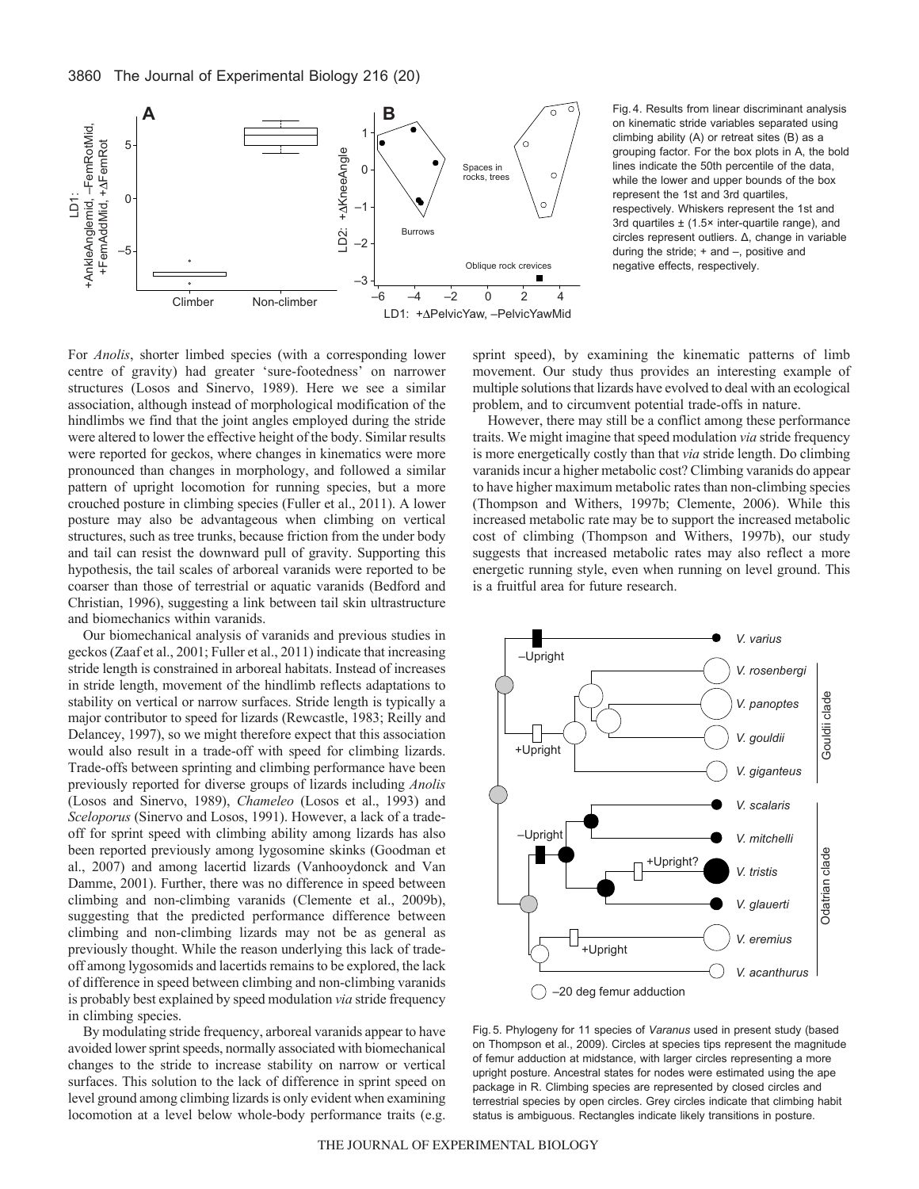Fig. 4. Results from linear discriminant analysis on kinematic stride variables separated using climbing ability (A) or retreat sites (B) as a grouping factor. For the box plots in A, the bold lines indicate the 50th percentile of the data, while the lower and upper bounds of the box represent the 1st and 3rd quartiles, respectively. Whiskers represent the 1st and 3rd quartiles ± (1.5× inter-quartile range), and circles represent outliers. Δ, change in variable during the stride; + and –, positive and negative effects, respectively.

For *Anolis*, shorter limbed species (with a corresponding lower centre of gravity) had greater 'sure-footedness' on narrower structures (Losos and Sinervo, 1989). Here we see a similar association, although instead of morphological modification of the hindlimbs we find that the joint angles employed during the stride were altered to lower the effective height of the body. Similar results were reported for geckos, where changes in kinematics were more pronounced than changes in morphology, and followed a similar pattern of upright locomotion for running species, but a more crouched posture in climbing species (Fuller et al., 2011). A lower posture may also be advantageous when climbing on vertical structures, such as tree trunks, because friction from the under body and tail can resist the downward pull of gravity. Supporting this hypothesis, the tail scales of arboreal varanids were reported to be coarser than those of terrestrial or aquatic varanids (Bedford and Christian, 1996), suggesting a link between tail skin ultrastructure and biomechanics within varanids.

Our biomechanical analysis of varanids and previous studies in geckos (Zaaf et al., 2001; Fuller et al., 2011) indicate that increasing stride length is constrained in arboreal habitats. Instead of increases in stride length, movement of the hindlimb reflects adaptations to stability on vertical or narrow surfaces. Stride length is typically a major contributor to speed for lizards (Rewcastle, 1983; Reilly and Delancey, 1997), so we might therefore expect that this association would also result in a trade-off with speed for climbing lizards. Trade-offs between sprinting and climbing performance have been previously reported for diverse groups of lizards including *Anolis* (Losos and Sinervo, 1989), *Chameleo* (Losos et al., 1993) and *Sceloporus* (Sinervo and Losos, 1991). However, a lack of a trade-off for sprint speed with climbing ability among lizards has also been reported previously among lygosomine skinks (Goodman et al., 2007) and among lacertid lizards (Vanhooydonck and Van Damme, 2001). Further, there was no difference in speed between climbing and non-climbing varanids (Clemente et al., 2009b), suggesting that the predicted performance difference between climbing and non-climbing lizards may not be as general as previously thought. While the reason underlying this lack of trade-off among lygosomids and lacertids remains to be explored, the lack of difference in speed between climbing and non-climbing varanids is probably best explained by speed modulation *via* stride frequency in climbing species.

By modulating stride frequency, arboreal varanids appear to have avoided lower sprint speeds, normally associated with biomechanical changes to the stride to increase stability on narrow or vertical surfaces. This solution to the lack of difference in sprint speed on level ground among climbing lizards is only evident when examining locomotion at a level below whole-body performance traits (e.g. sprint speed), by examining the kinematic patterns of limb movement. Our study thus provides an interesting example of multiple solutions that lizards have evolved to deal with an ecological problem, and to circumvent potential trade-offs in nature.

However, there may still be a conflict among these performance traits. We might imagine that speed modulation *via* stride frequency is more energetically costly than that *via* stride length. Do climbing varanids incur a higher metabolic cost? Climbing varanids do appear to have higher maximum metabolic rates than non-climbing species (Thompson and Withers, 1997b; Clemente, 2006). While this increased metabolic rate may be to support the increased metabolic cost of climbing (Thompson and Withers, 1997b), our study suggests that increased metabolic rates may also reflect a more energetic running style, even when running on level ground. This is a fruitful area for future research.

Fig. 5. Phylogeny for 11 species of *Varanus* used in present study (based on Thompson et al., 2009). Circles at species tips represent the magnitude of femur adduction at midstance, with larger circles representing a more upright posture. Ancestral states for nodes were estimated using the ape package in R. Climbing species are represented by closed circles and terrestrial species by open circles. Grey circles indicate that climbing habit status is ambiguous. Rectangles indicate likely transitions in posture.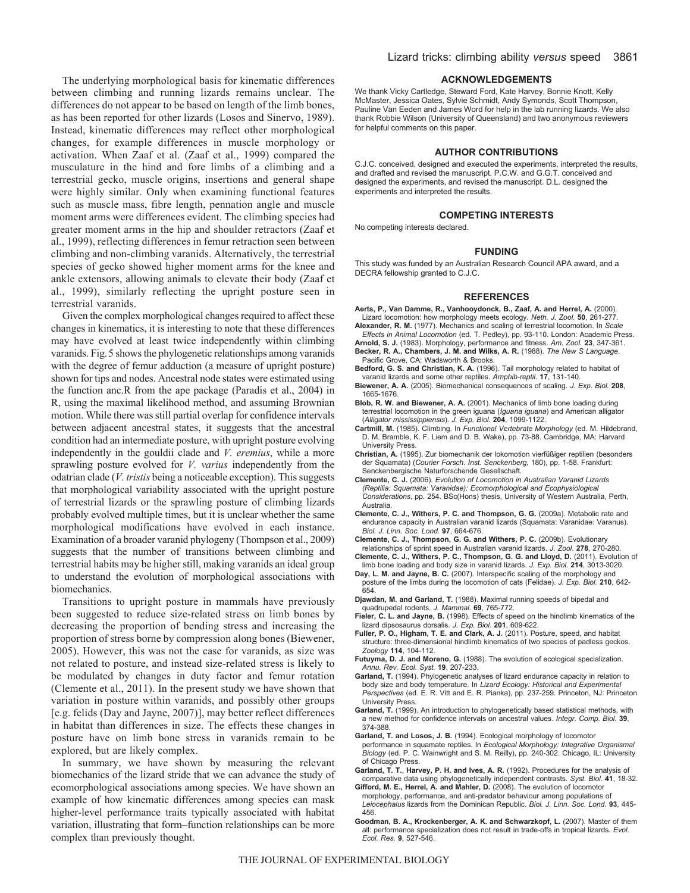The underlying morphological basis for kinematic differences between climbing and running lizards remains unclear. The differences do not appear to be based on length of the limb bones, as has been reported for other lizards (Losos and Sinervo, 1989). Instead, kinematic differences may reflect other morphological changes, for example differences in muscle morphology or activation. When Zaaf et al. (Zaaf et al., 1999) compared the musculature in the hind and fore limbs of a climbing and a terrestrial gecko, muscle origins, insertions and general shape were highly similar. Only when examining functional features such as muscle mass, fibre length, pennation angle and muscle moment arms were differences evident. The climbing species had greater moment arms in the hip and shoulder retractors (Zaaf et al., 1999), reflecting differences in femur retraction seen between climbing and non-climbing varanids. Alternatively, the terrestrial species of gecko showed higher moment arms for the knee and ankle extensors, allowing animals to elevate their body (Zaaf et al., 1999), similarly reflecting the upright posture seen in terrestrial varanids.

Given the complex morphological changes required to affect these changes in kinematics, it is interesting to note that these differences may have evolved at least twice independently within climbing varanids. Fig. 5 shows the phylogenetic relationships among varanids with the degree of femur adduction (a measure of upright posture) shown for tips and nodes. Ancestral node states were estimated using the function anc.R from the ape package (Paradis et al., 2004) in R, using the maximal likelihood method, and assuming Brownian motion. While there was still partial overlap for confidence intervals between adjacent ancestral states, it suggests that the ancestral condition had an intermediate posture, with upright posture evolving independently in the gouldii clade and *V. eremius*, while a more sprawling posture evolved for *V. varius* independently from the odatrian clade (*V. tristis* being a noticeable exception). This suggests that morphological variability associated with the upright posture of terrestrial lizards or the sprawling posture of climbing lizards probably evolved multiple times, but it is unclear whether the same morphological modifications have evolved in each instance. Examination of a broader varanid phylogeny (Thompson et al., 2009) suggests that the number of transitions between climbing and terrestrial habits may be higher still, making varanids an ideal group to understand the evolution of morphological associations with biomechanics.

Transitions to upright posture in mammals have previously been suggested to reduce size-related stress on limb bones by decreasing the proportion of bending stress and increasing the proportion of stress borne by compression along bones (Biewener, 2005). However, this was not the case for varanids, as size was not related to posture, and instead size-related stress is likely to be modulated by changes in duty factor and femur rotation (Clemente et al., 2011). In the present study we have shown that variation in posture within varanids, and possibly other groups [e.g. felids (Day and Jayne, 2007)], may better reflect differences in habitat than differences in size. The effects these changes in posture have on limb bone stress in varanids remain to be explored, but are likely complex.

In summary, we have shown by measuring the relevant biomechanics of the lizard stride that we can advance the study of ecomorphological associations among species. We have shown an example of how kinematic differences among species can mask higher-level performance traits typically associated with habitat variation, illustrating that form–function relationships can be more complex than previously thought.

## ACKNOWLEDGEMENTS

We thank Vicky Cartledge, Steward Ford, Kate Harvey, Bonnie Knott, Kelly McMaster, Jessica Oates, Sylvie Schmidt, Andy Symonds, Scott Thompson, Pauline Van Eeden and James Word for help in the lab running lizards. We also thank Robbie Wilson (University of Queensland) and two anonymous reviewers for helpful comments on this paper.

## AUTHOR CONTRIBUTIONS

C.J.C. conceived, designed and executed the experiments, interpreted the results, and drafted and revised the manuscript. P.C.W. and G.G.T. conceived and designed the experiments, and revised the manuscript. D.L. designed the experiments and interpreted the results.

## COMPETING INTERESTS

No competing interests declared.

## FUNDING

This study was funded by an Australian Research Council APA award, and a DECRA fellowship granted to C.J.C.

## REFERENCES

**Aerts, P., Van Damme, R., Vanhooydonck, B., Zaaf, A. and Herrel, A.** (2000). Lizard locomotion: how morphology meets ecology. *Neth. J. Zool.* **50**, 261-277.

**Alexander, R. M.** (1977). Mechanics and scaling of terrestrial locomotion. In *Scale Effects in Animal Locomotion* (ed. T. Pedley), pp. 93-110. London: Academic Press.

**Arnold, S. J.** (1983). Morphology, performance and fitness. *Am. Zool.* **23**, 347-361.

**Becker, R. A., Chambers, J. M. and Wilks, A. R.** (1988). *The New S Language*. Pacific Grove, CA: Wadsworth & Brooks.

**Bedford, G. S. and Christian, K. A.** (1996). Tail morphology related to habitat of varanid lizards and some other reptiles. *Amphib-reptil.* **17**, 131-140.

**Biewener, A. A.** (2005). Biomechanical consequences of scaling. *J. Exp. Biol.* **208**, 1665-1676.

**Blob, R. W. and Biewener, A. A.** (2001). Mechanics of limb bone loading during terrestrial locomotion in the green iguana (*Iguana iguana*) and American alligator (*Alligator mississippiensis*). *J. Exp. Biol.* **204**, 1099-1122.

**Cartmill, M.** (1985). Climbing. In *Functional Vertebrate Morphology* (ed. M. Hildebrand, D. M. Bramble, K. F. Liem and D. B. Wake), pp. 73-88. Cambridge, MA: Harvard University Press.

**Christian, A.** (1995). Zur biomechanik der lokomotion vierfüßiger reptilien (besonders der Squamata) (*Courier Forsch. Inst. Senckenberg,* 180), pp. 1-58. Frankfurt: Senckenbergische Naturforschende Gesellschaft.

**Clemente, C. J.** (2006). *Evolution of Locomotion in Australian Varanid Lizards (Reptilia: Squamata: Varanidae): Ecomorphological and Ecophysiological Considerations*, pp. 254. BSc(Hons) thesis, University of Western Australia, Perth, Australia.

**Clemente, C. J., Withers, P. C. and Thompson, G. G.** (2009a). Metabolic rate and endurance capacity in Australian varanid lizards (Squamata: Varanidae: Varanus). *Biol. J. Linn. Soc. Lond.* **97**, 664-676.

**Clemente, C. J., Thompson, G. G. and Withers, P. C.** (2009b). Evolutionary relationships of sprint speed in Australian varanid lizards. *J. Zool.* **278**, 270-280.

**Clemente, C. J., Withers, P. C., Thompson, G. G. and Lloyd, D.** (2011). Evolution of limb bone loading and body size in varanid lizards. *J. Exp. Biol.* **214**, 3013-3020.

**Day, L. M. and Jayne, B. C.** (2007). Interspecific scaling of the morphology and posture of the limbs during the locomotion of cats (Felidae). *J. Exp. Biol.* **210**, 642-654.

**Djawdan, M. and Garland, T.** (1988). Maximal running speeds of bipedal and quadrupedal rodents. *J. Mammal.* **69**, 765-772.

**Fieler, C. L. and Jayne, B.** (1998). Effects of speed on the hindlimb kinematics of the lizard dipsosaurus dorsalis. *J. Exp. Biol.* **201**, 609-622.

**Fuller, P. O., Higham, T. E. and Clark, A. J.** (2011). Posture, speed, and habitat structure: three-dimensional hindlimb kinematics of two species of padless geckos. *Zoology* **114**, 104-112.

**Futuyma, D. J. and Moreno, G.** (1988). The evolution of ecological specialization. *Annu. Rev. Ecol. Syst.* **19**, 207-233.

**Garland, T.** (1994). Phylogenetic analyses of lizard endurance capacity in relation to body size and body temperature. In *Lizard Ecology: Historical and Experimental Perspectives* (ed. E. R. Vitt and E. R. Pianka), pp. 237-259. Princeton, NJ: Princeton University Press.

**Garland, T.** (1999). An introduction to phylogenetically based statistical methods, with a new method for confidence intervals on ancestral values. *Integr. Comp. Biol.* **39**, 374-388.

**Garland, T. and Losos, J. B.** (1994). Ecological morphology of locomotor performance in squamate reptiles. In *Ecological Morphology: Integrative Organismal Biology* (ed. P. C. Wainwright and S. M. Reilly), pp. 240-302. Chicago, IL: University of Chicago Press.

**Garland, T. T., Harvey, P. H. and Ives, A. R.** (1992). Procedures for the analysis of comparative data using phylogenetically independent contrasts. *Syst. Biol.* **41**, 18-32.

**Gifford, M. E., Herrel, A. and Mahler, D.** (2008). The evolution of locomotor morphology, performance, and anti-predator behaviour among populations of *Leiocephalus* lizards from the Dominican Republic. *Biol. J. Linn. Soc. Lond.* **93**, 445-456.

**Goodman, B. A., Krockenberger, A. K. and Schwarzkopf, L.** (2007). Master of them all: performance specialization does not result in trade-offs in tropical lizards. *Evol. Ecol. Res.* **9**, 527-546.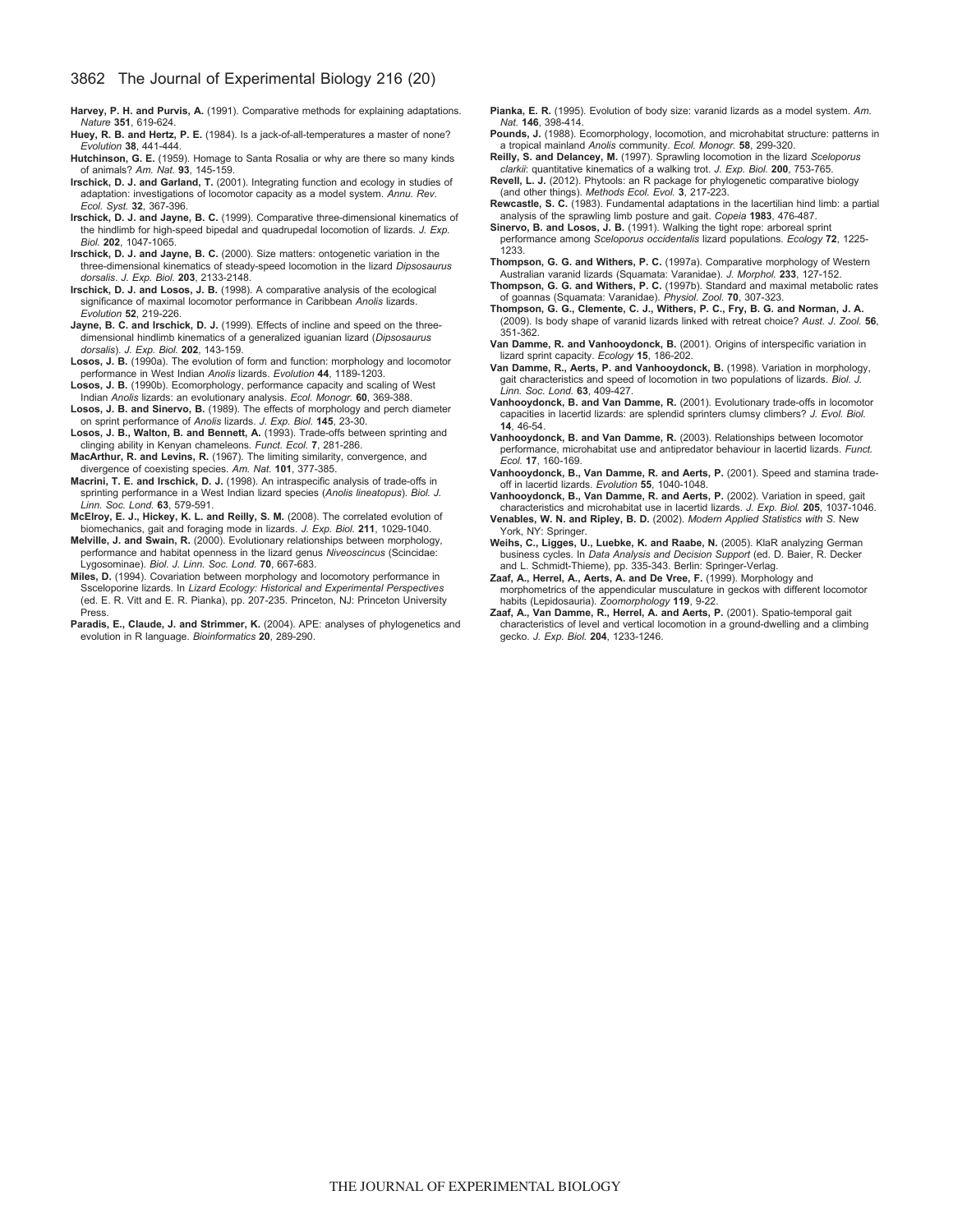**Harvey, P. H. and Purvis, A.** (1991). Comparative methods for explaining adaptations. *Nature* **351**, 619-624.

**Huey, R. B. and Hertz, P. E.** (1984). Is a jack-of-all-temperatures a master of none? *Evolution* **38**, 441-444.

**Hutchinson, G. E.** (1959). Homage to Santa Rosalia or why are there so many kinds of animals? *Am. Nat.* **93**, 145-159.

**Irschick, D. J. and Garland, T.** (2001). Integrating function and ecology in studies of adaptation: investigations of locomotor capacity as a model system. *Annu. Rev. Ecol. Syst.* **32**, 367-396.

**Irschick, D. J. and Jayne, B. C.** (1999). Comparative three-dimensional kinematics of the hindlimb for high-speed bipedal and quadrupedal locomotion of lizards. *J. Exp. Biol.* **202**, 1047-1065.

**Irschick, D. J. and Jayne, B. C.** (2000). Size matters: ontogenetic variation in the three-dimensional kinematics of steady-speed locomotion in the lizard *Dipsosaurus dorsalis*. *J. Exp. Biol.* **203**, 2133-2148.

**Irschick, D. J. and Losos, J. B.** (1998). A comparative analysis of the ecological significance of maximal locomotor performance in Caribbean *Anolis* lizards. *Evolution* **52**, 219-226.

**Jayne, B. C. and Irschick, D. J.** (1999). Effects of incline and speed on the three-dimensional hindlimb kinematics of a generalized iguanian lizard (*Dipsosaurus dorsalis*). *J. Exp. Biol.* **202**, 143-159.

**Losos, J. B.** (1990a). The evolution of form and function: morphology and locomotor performance in West Indian *Anolis* lizards. *Evolution* **44**, 1189-1203.

**Losos, J. B.** (1990b). Ecomorphology, performance capacity and scaling of West Indian *Anolis* lizards: an evolutionary analysis. *Ecol. Monogr.* **60**, 369-388.

**Losos, J. B. and Sinervo, B.** (1989). The effects of morphology and perch diameter on sprint performance of *Anolis* lizards. *J. Exp. Biol.* **145**, 23-30.

**Losos, J. B., Walton, B. and Bennett, A.** (1993). Trade-offs between sprinting and clinging ability in Kenyan chameleons. *Funct. Ecol.* **7**, 281-286.

**MacArthur, R. and Levins, R.** (1967). The limiting similarity, convergence, and divergence of coexisting species. *Am. Nat.* **101**, 377-385.

**Macrini, T. E. and Irschick, D. J.** (1998). An intraspecific analysis of trade-offs in sprinting performance in a West Indian lizard species (*Anolis lineatopus*). *Biol. J. Linn. Soc. Lond.* **63**, 579-591.

**McElroy, E. J., Hickey, K. L. and Reilly, S. M.** (2008). The correlated evolution of biomechanics, gait and foraging mode in lizards. *J. Exp. Biol.* **211**, 1029-1040.

**Melville, J. and Swain, R.** (2000). Evolutionary relationships between morphology, performance and habitat openness in the lizard genus *Niveoscincus* (Scincidae: Lygosominae). *Biol. J. Linn. Soc. Lond.* **70**, 667-683.

**Miles, D.** (1994). Covariation between morphology and locomotory performance in Ssceloporine lizards. In *Lizard Ecology: Historical and Experimental Perspectives* (ed. E. R. Vitt and E. R. Pianka), pp. 207-235. Princeton, NJ: Princeton University Press.

**Paradis, E., Claude, J. and Strimmer, K.** (2004). APE: analyses of phylogenetics and evolution in R language. *Bioinformatics* **20**, 289-290.

**Pianka, E. R.** (1995). Evolution of body size: varanid lizards as a model system. *Am. Nat.* **146**, 398-414.

**Pounds, J.** (1988). Ecomorphology, locomotion, and microhabitat structure: patterns in a tropical mainland *Anolis* community. *Ecol. Monogr.* **58**, 299-320.

**Reilly, S. and Delancey, M.** (1997). Sprawling locomotion in the lizard *Sceloporus clarkii*: quantitative kinematics of a walking trot. *J. Exp. Biol.* **200**, 753-765.

**Revell, L. J.** (2012). Phytools: an R package for phylogenetic comparative biology (and other things). *Methods Ecol. Evol.* **3**, 217-223.

**Rewcastle, S. C.** (1983). Fundamental adaptations in the lacertilian hind limb: a partial analysis of the sprawling limb posture and gait. *Copeia* **1983**, 476-487.

**Sinervo, B. and Losos, J. B.** (1991). Walking the tight rope: arboreal sprint performance among *Sceloporus occidentalis* lizard populations. *Ecology* **72**, 1225-1233.

**Thompson, G. G. and Withers, P. C.** (1997a). Comparative morphology of Western Australian varanid lizards (Squamata: Varanidae). *J. Morphol.* **233**, 127-152.

**Thompson, G. G. and Withers, P. C.** (1997b). Standard and maximal metabolic rates of goannas (Squamata: Varanidae). *Physiol. Zool.* **70**, 307-323.

**Thompson, G. G., Clemente, C. J., Withers, P. C., Fry, B. G. and Norman, J. A.** (2009). Is body shape of varanid lizards linked with retreat choice? *Aust. J. Zool.* **56**, 351-362.

**Van Damme, R. and Vanhooydonck, B.** (2001). Origins of interspecific variation in lizard sprint capacity. *Ecology* **15**, 186-202.

**Van Damme, R., Aerts, P. and Vanhooydonck, B.** (1998). Variation in morphology, gait characteristics and speed of locomotion in two populations of lizards. *Biol. J. Linn. Soc. Lond.* **63**, 409-427.

**Vanhooydonck, B. and Van Damme, R.** (2001). Evolutionary trade-offs in locomotor capacities in lacertid lizards: are splendid sprinters clumsy climbers? *J. Evol. Biol.* **14**, 46-54.

**Vanhooydonck, B. and Van Damme, R.** (2003). Relationships between locomotor performance, microhabitat use and antipredator behaviour in lacertid lizards. *Funct. Ecol.* **17**, 160-169.

**Vanhooydonck, B., Van Damme, R. and Aerts, P.** (2001). Speed and stamina trade-off in lacertid lizards. *Evolution* **55**, 1040-1048.

**Vanhooydonck, B., Van Damme, R. and Aerts, P.** (2002). Variation in speed, gait characteristics and microhabitat use in lacertid lizards. *J. Exp. Biol.* **205**, 1037-1046.

**Venables, W. N. and Ripley, B. D.** (2002). *Modern Applied Statistics with S*. New York, NY: Springer.

**Weihs, C., Ligges, U., Luebke, K. and Raabe, N.** (2005). KlaR analyzing German business cycles. In *Data Analysis and Decision Support* (ed. D. Baier, R. Decker and L. Schmidt-Thieme), pp. 335-343. Berlin: Springer-Verlag.

**Zaaf, A., Herrel, A., Aerts, A. and De Vree, F.** (1999). Morphology and morphometrics of the appendicular musculature in geckos with different locomotor habits (Lepidosauria). *Zoomorphology* **119**, 9-22.

**Zaaf, A., Van Damme, R., Herrel, A. and Aerts, P.** (2001). Spatio-temporal gait characteristics of level and vertical locomotion in a ground-dwelling and a climbing gecko. *J. Exp. Biol.* **204**, 1233-1246.